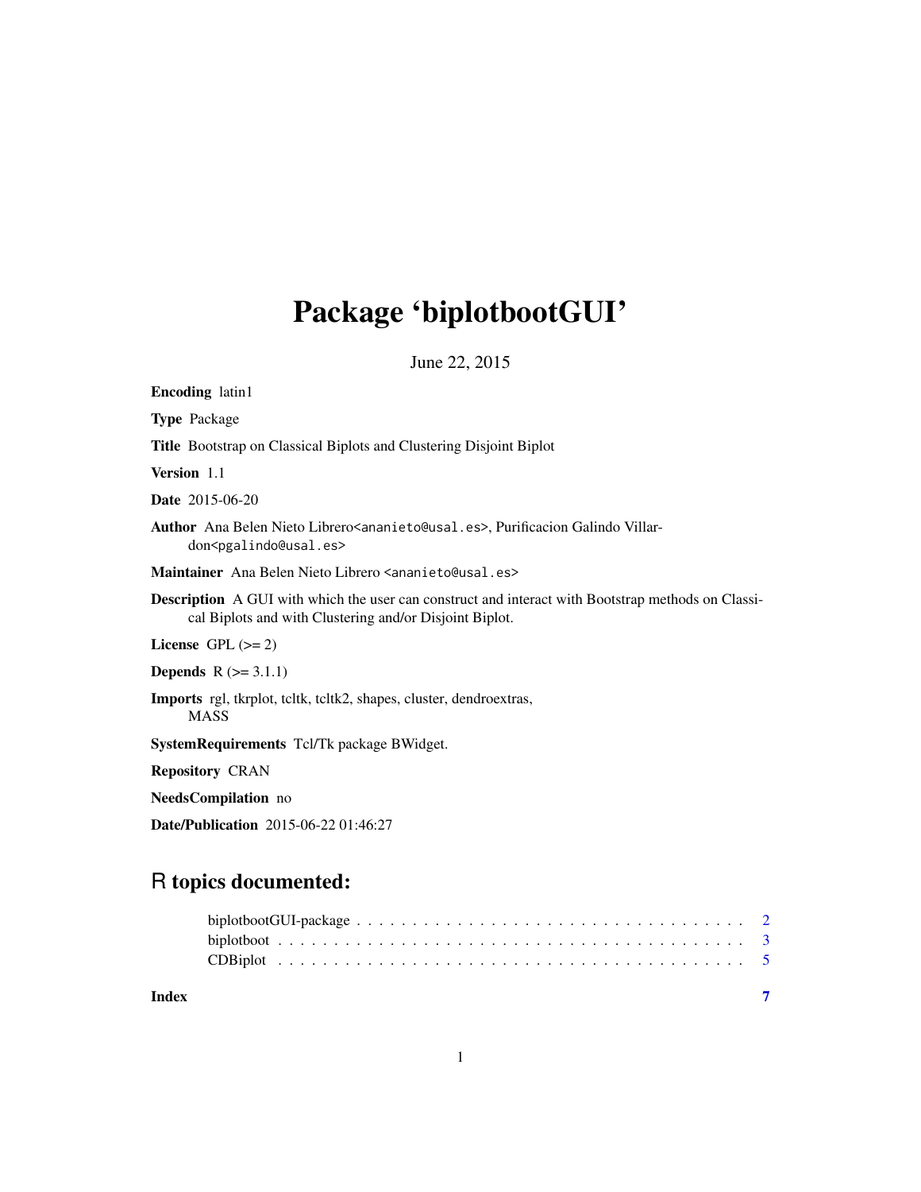# Package 'biplotbootGUI'

June 22, 2015

**Encoding** latin1

**Type** Package

**Title** Bootstrap on Classical Biplots and Clustering Disjoint Biplot

**Version** 1.1

**Date** 2015-06-20

**Author** Ana Belen Nieto Librero<ananieto@usal.es>, Purificacion Galindo Villardon<pgalindo@usal.es>

**Maintainer** Ana Belen Nieto Librero <ananieto@usal.es>

**Description** A GUI with which the user can construct and interact with Bootstrap methods on Classical Biplots and with Clustering and/or Disjoint Biplot.

**License** GPL (>= 2)

**Depends** R (>= 3.1.1)

**Imports** rgl, tkrplot, tcltk, tcltk2, shapes, cluster, dendroextras, MASS

**SystemRequirements** Tcl/Tk package BWidget.

**Repository** CRAN

**NeedsCompilation** no

**Date/Publication** 2015-06-22 01:46:27

## R topics documented:

- biplotbootGUI-package . . . . . . . . . . . . . . . . . . . . . . . . . . . . . . . . . . . 2
- biplotboot . . . . . . . . . . . . . . . . . . . . . . . . . . . . . . . . . . . . . . . . . . 3
- CDBiplot . . . . . . . . . . . . . . . . . . . . . . . . . . . . . . . . . . . . . . . . . . . 5

**Index** 7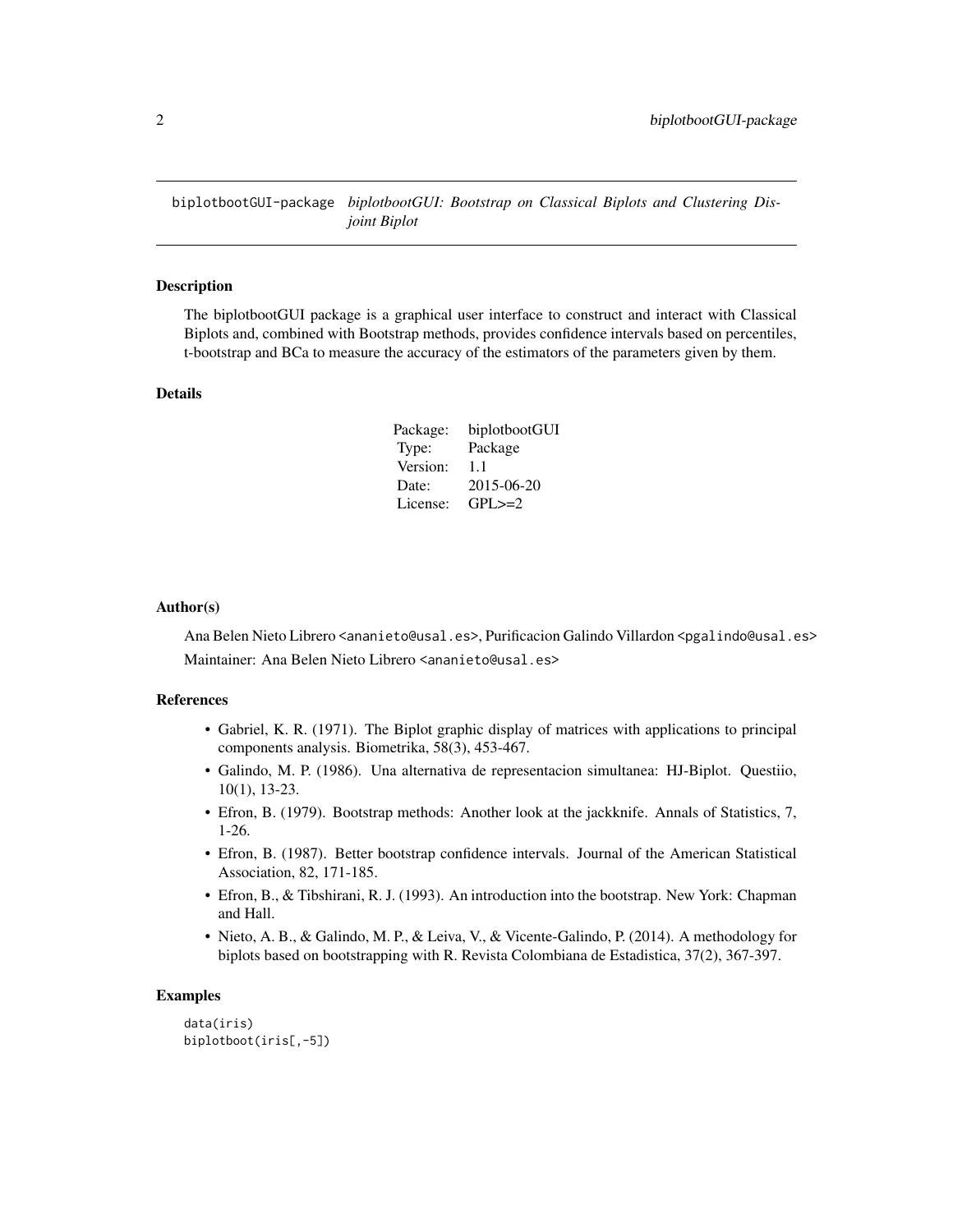biplotbootGUI-package *biplotbootGUI: Bootstrap on Classical Biplots and Clustering Disjoint Biplot*

## Description

The biplotbootGUI package is a graphical user interface to construct and interact with Classical Biplots and, combined with Bootstrap methods, provides confidence intervals based on percentiles, t-bootstrap and BCa to measure the accuracy of the estimators of the parameters given by them.

## Details

| | |
|---|---|
| Package: | biplotbootGUI |
| Type: | Package |
| Version: | 1.1 |
| Date: | 2015-06-20 |
| License: | GPL>=2 |

## Author(s)

Ana Belen Nieto Librero <ananieto@usal.es>, Purificacion Galindo Villardon <pgalindo@usal.es>

Maintainer: Ana Belen Nieto Librero <ananieto@usal.es>

## References

- Gabriel, K. R. (1971). The Biplot graphic display of matrices with applications to principal components analysis. Biometrika, 58(3), 453-467.
- Galindo, M. P. (1986). Una alternativa de representacion simultanea: HJ-Biplot. Questiio, 10(1), 13-23.
- Efron, B. (1979). Bootstrap methods: Another look at the jackknife. Annals of Statistics, 7, 1-26.
- Efron, B. (1987). Better bootstrap confidence intervals. Journal of the American Statistical Association, 82, 171-185.
- Efron, B., & Tibshirani, R. J. (1993). An introduction into the bootstrap. New York: Chapman and Hall.
- Nieto, A. B., & Galindo, M. P., & Leiva, V., & Vicente-Galindo, P. (2014). A methodology for biplots based on bootstrapping with R. Revista Colombiana de Estadistica, 37(2), 367-397.

## Examples

```
data(iris)
biplotboot(iris[,-5])
```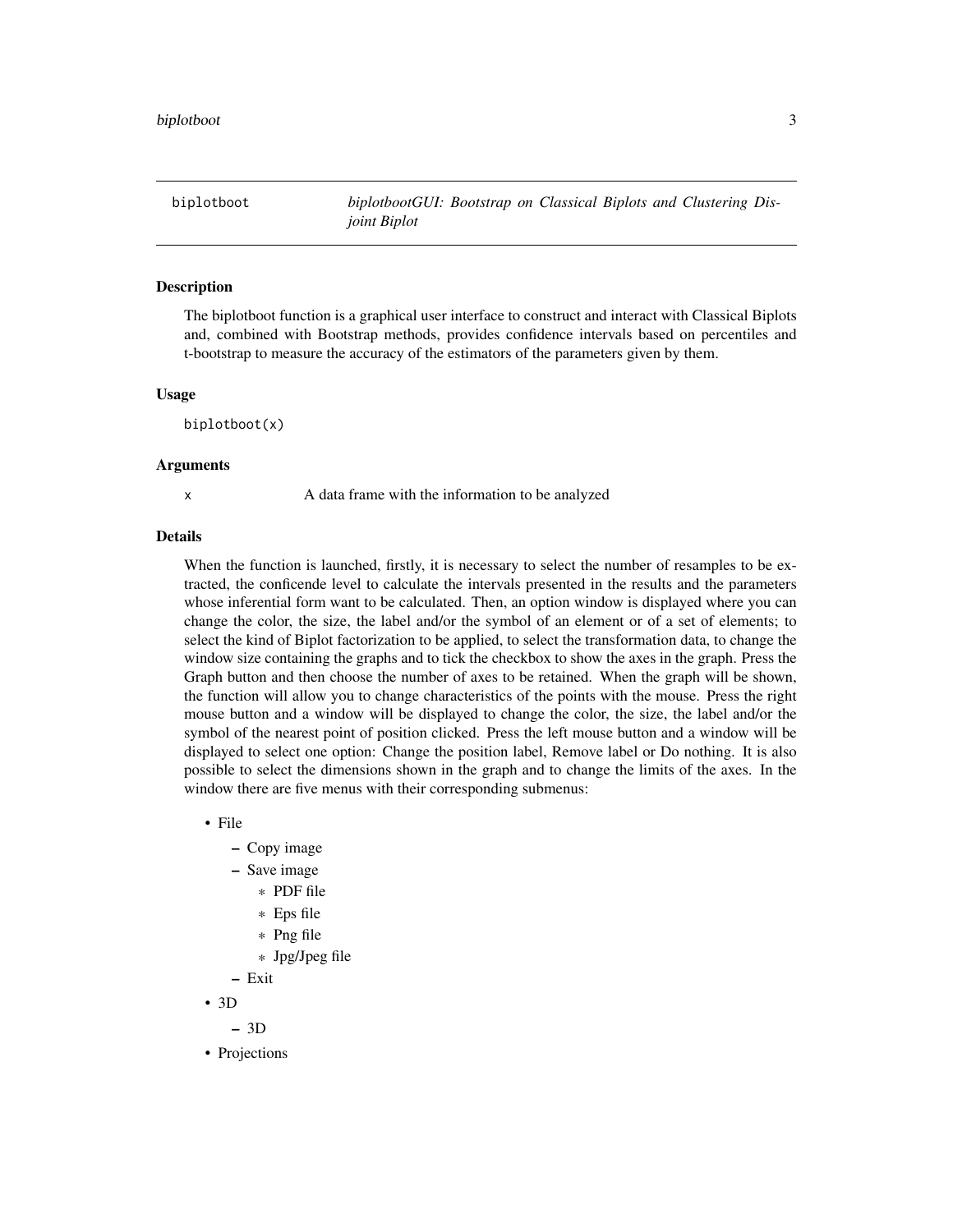biplotboot — *biplotbootGUI: Bootstrap on Classical Biplots and Clustering Disjoint Biplot*

## Description

The biplotboot function is a graphical user interface to construct and interact with Classical Biplots and, combined with Bootstrap methods, provides confidence intervals based on percentiles and t-bootstrap to measure the accuracy of the estimators of the parameters given by them.

## Usage

```
biplotboot(x)
```

## Arguments

| | |
|---|---|
| x | A data frame with the information to be analyzed |

## Details

When the function is launched, firstly, it is necessary to select the number of resamples to be extracted, the conficende level to calculate the intervals presented in the results and the parameters whose inferential form want to be calculated. Then, an option window is displayed where you can change the color, the size, the label and/or the symbol of an element or of a set of elements; to select the kind of Biplot factorization to be applied, to select the transformation data, to change the window size containing the graphs and to tick the checkbox to show the axes in the graph. Press the Graph button and then choose the number of axes to be retained. When the graph will be shown, the function will allow you to change characteristics of the points with the mouse. Press the right mouse button and a window will be displayed to change the color, the size, the label and/or the symbol of the nearest point of position clicked. Press the left mouse button and a window will be displayed to select one option: Change the position label, Remove label or Do nothing. It is also possible to select the dimensions shown in the graph and to change the limits of the axes. In the window there are five menus with their corresponding submenus:

- File
  - Copy image
  - Save image
    - PDF file
    - Eps file
    - Png file
    - Jpg/Jpeg file
  - Exit
- 3D
  - 3D
- Projections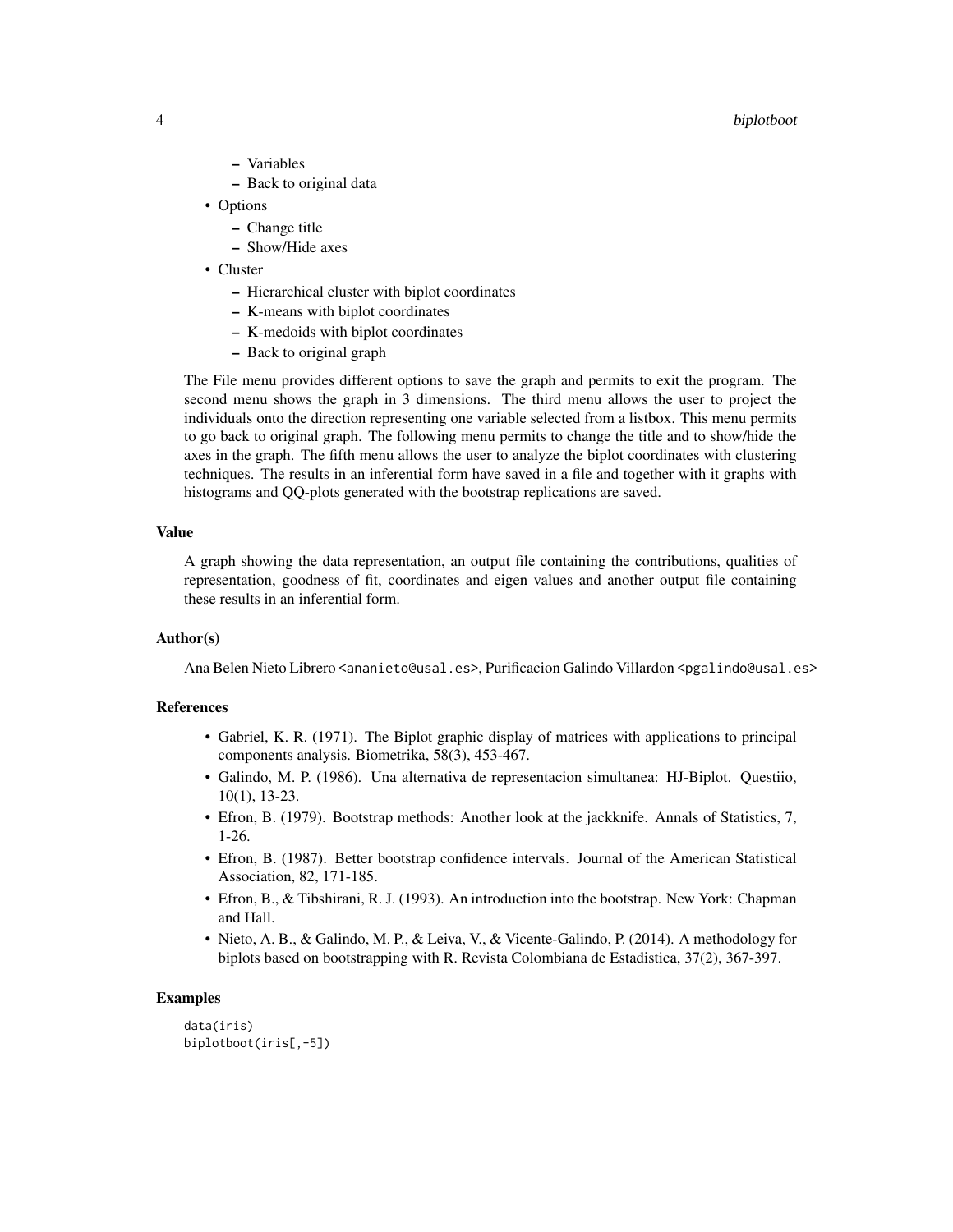- Variables
  - Back to original data
- Options
  - Change title
  - Show/Hide axes
- Cluster
  - Hierarchical cluster with biplot coordinates
  - K-means with biplot coordinates
  - K-medoids with biplot coordinates
  - Back to original graph

The File menu provides different options to save the graph and permits to exit the program. The second menu shows the graph in 3 dimensions. The third menu allows the user to project the individuals onto the direction representing one variable selected from a listbox. This menu permits to go back to original graph. The following menu permits to change the title and to show/hide the axes in the graph. The fifth menu allows the user to analyze the biplot coordinates with clustering techniques. The results in an inferential form have saved in a file and together with it graphs with histograms and QQ-plots generated with the bootstrap replications are saved.

### Value

A graph showing the data representation, an output file containing the contributions, qualities of representation, goodness of fit, coordinates and eigen values and another output file containing these results in an inferential form.

### Author(s)

Ana Belen Nieto Librero <ananieto@usal.es>, Purificacion Galindo Villardon <pgalindo@usal.es>

### References

- Gabriel, K. R. (1971). The Biplot graphic display of matrices with applications to principal components analysis. Biometrika, 58(3), 453-467.
- Galindo, M. P. (1986). Una alternativa de representacion simultanea: HJ-Biplot. Questiio, 10(1), 13-23.
- Efron, B. (1979). Bootstrap methods: Another look at the jackknife. Annals of Statistics, 7, 1-26.
- Efron, B. (1987). Better bootstrap confidence intervals. Journal of the American Statistical Association, 82, 171-185.
- Efron, B., & Tibshirani, R. J. (1993). An introduction into the bootstrap. New York: Chapman and Hall.
- Nieto, A. B., & Galindo, M. P., & Leiva, V., & Vicente-Galindo, P. (2014). A methodology for biplots based on bootstrapping with R. Revista Colombiana de Estadistica, 37(2), 367-397.

### Examples

```
data(iris)
biplotboot(iris[,-5])
```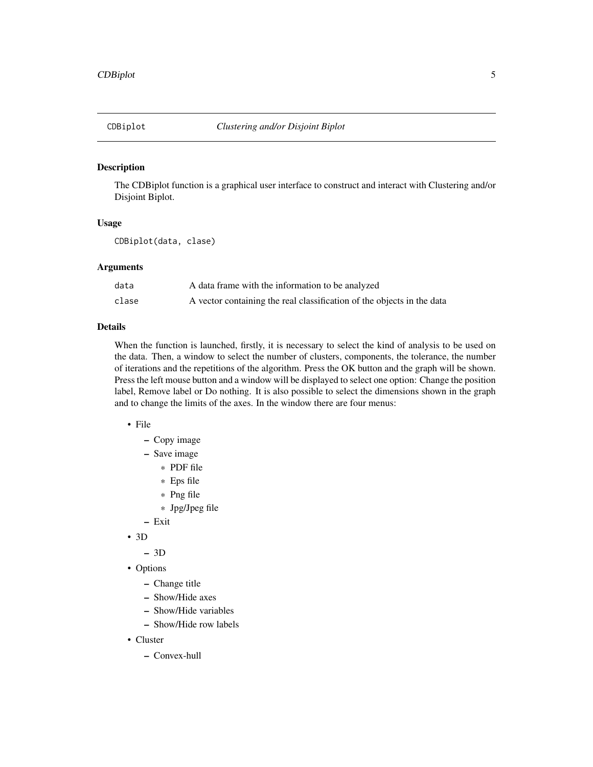## CDBiplot *Clustering and/or Disjoint Biplot*

### Description

The CDBiplot function is a graphical user interface to construct and interact with Clustering and/or Disjoint Biplot.

### Usage

```
CDBiplot(data, clase)
```

### Arguments

| | |
|---|---|
| data | A data frame with the information to be analyzed |
| clase | A vector containing the real classification of the objects in the data |

### Details

When the function is launched, firstly, it is necessary to select the kind of analysis to be used on the data. Then, a window to select the number of clusters, components, the tolerance, the number of iterations and the repetitions of the algorithm. Press the OK button and the graph will be shown. Press the left mouse button and a window will be displayed to select one option: Change the position label, Remove label or Do nothing. It is also possible to select the dimensions shown in the graph and to change the limits of the axes. In the window there are four menus:

- File
  - Copy image
  - Save image
    - PDF file
    - Eps file
    - Png file
    - Jpg/Jpeg file
  - Exit
- 3D
  - 3D
- Options
  - Change title
  - Show/Hide axes
  - Show/Hide variables
  - Show/Hide row labels
- Cluster
  - Convex-hull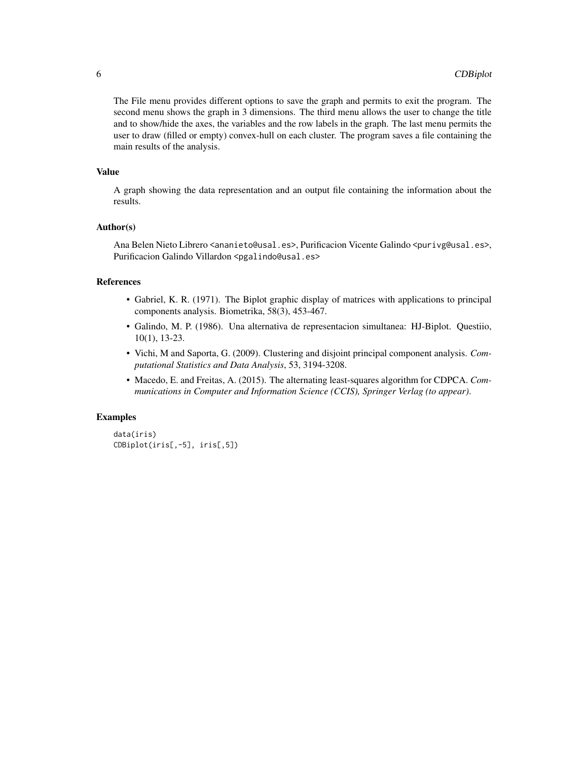The File menu provides different options to save the graph and permits to exit the program. The second menu shows the graph in 3 dimensions. The third menu allows the user to change the title and to show/hide the axes, the variables and the row labels in the graph. The last menu permits the user to draw (filled or empty) convex-hull on each cluster. The program saves a file containing the main results of the analysis.

## Value

A graph showing the data representation and an output file containing the information about the results.

## Author(s)

Ana Belen Nieto Librero <ananieto@usal.es>, Purificacion Vicente Galindo <purivg@usal.es>, Purificacion Galindo Villardon <pgalindo@usal.es>

## References

- Gabriel, K. R. (1971). The Biplot graphic display of matrices with applications to principal components analysis. Biometrika, 58(3), 453-467.
- Galindo, M. P. (1986). Una alternativa de representacion simultanea: HJ-Biplot. Questiio, 10(1), 13-23.
- Vichi, M and Saporta, G. (2009). Clustering and disjoint principal component analysis. *Computational Statistics and Data Analysis*, 53, 3194-3208.
- Macedo, E. and Freitas, A. (2015). The alternating least-squares algorithm for CDPCA. *Communications in Computer and Information Science (CCIS), Springer Verlag (to appear)*.

## Examples

```
data(iris)
CDBiplot(iris[,-5], iris[,5])
```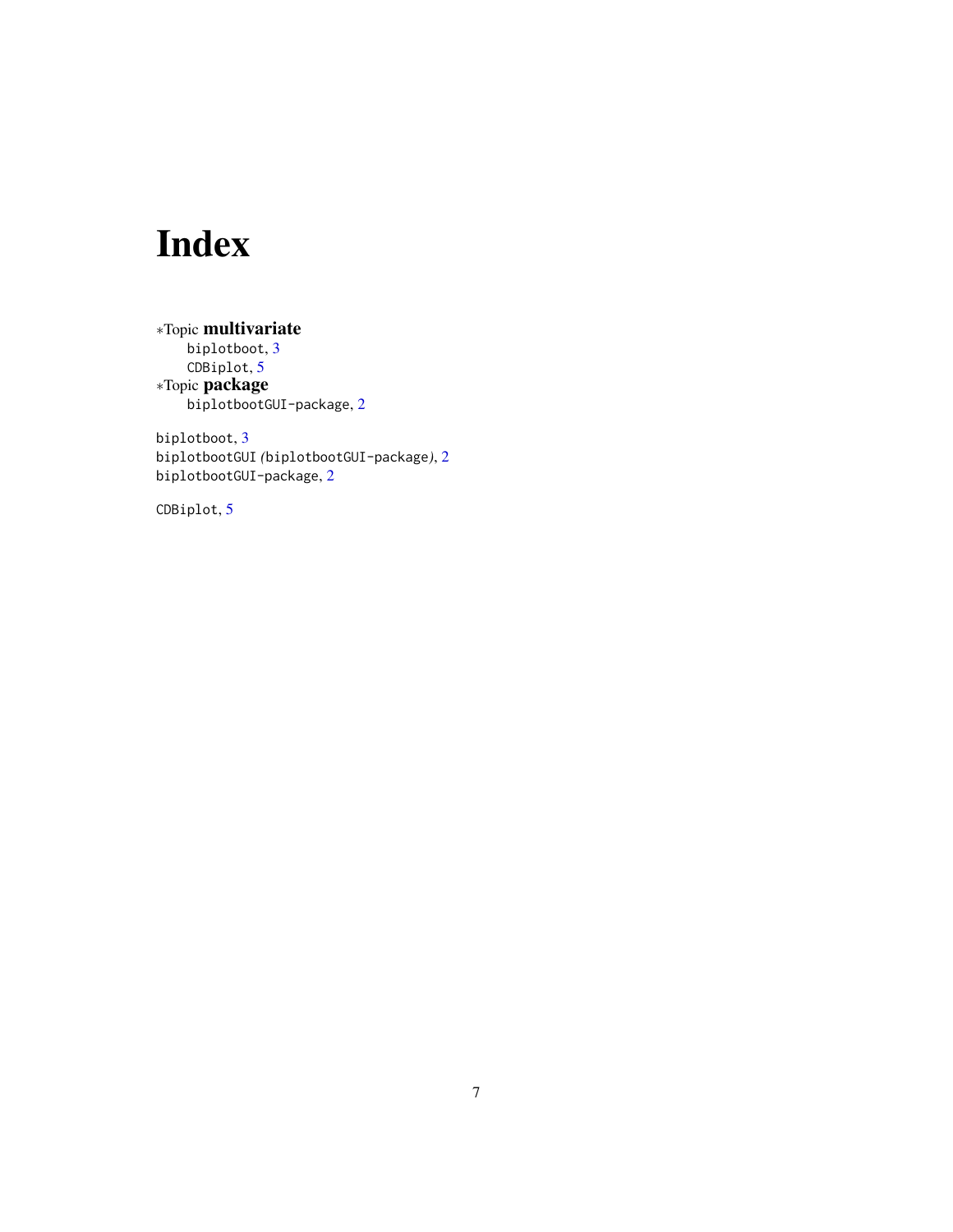# Index

*Topic **multivariate**

    biplotboot, 3
    CDBiplot, 5

*Topic **package**

    biplotbootGUI-package, 2

biplotboot, 3
biplotbootGUI (biplotbootGUI-package), 2
biplotbootGUI-package, 2

CDBiplot, 5